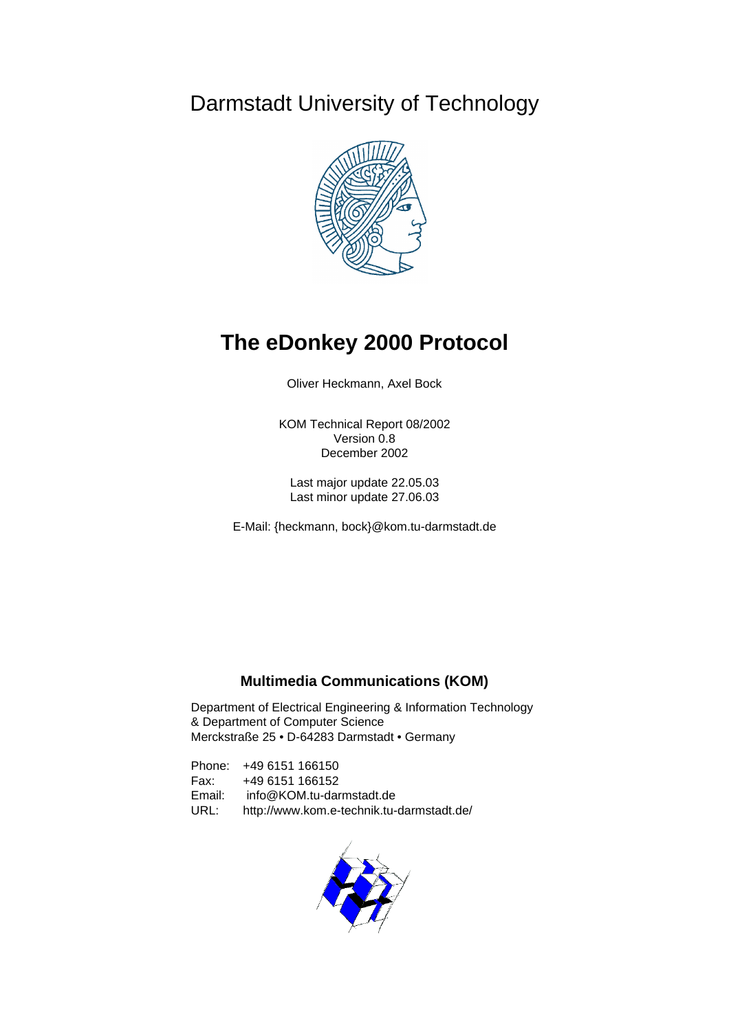Darmstadt University of Technology

# The eDonkey 2000 Protocol

Oliver Heckmann, Axel Bock

KOM Technical Report 08/2002
Version 0.8
December 2002

Last major update 22.05.03
Last minor update 27.06.03

E-Mail: {heckmann, bock}@kom.tu-darmstadt.de

**Multimedia Communications (KOM)**

Department of Electrical Engineering & Information Technology
& Department of Computer Science
Merckstraße 25 • D-64283 Darmstadt • Germany

Phone: +49 6151 166150
Fax: +49 6151 166152
Email: info@KOM.tu-darmstadt.de
URL: http://www.kom.e-technik.tu-darmstadt.de/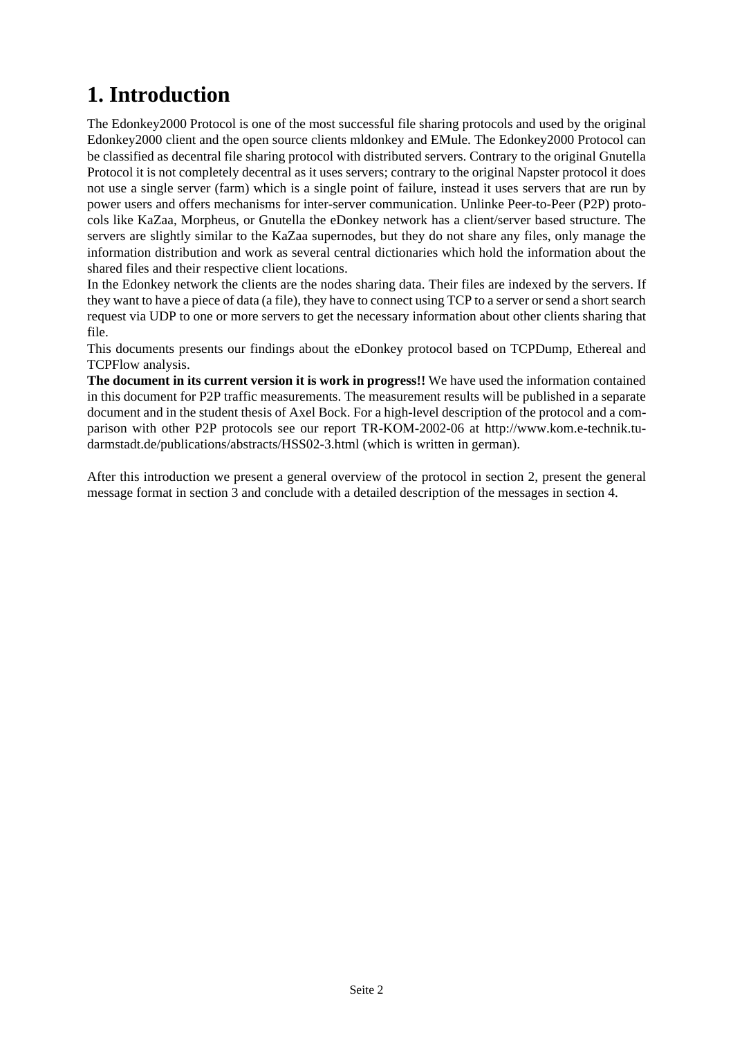# 1. Introduction

The Edonkey2000 Protocol is one of the most successful file sharing protocols and used by the original Edonkey2000 client and the open source clients mldonkey and EMule. The Edonkey2000 Protocol can be classified as decentral file sharing protocol with distributed servers. Contrary to the original Gnutella Protocol it is not completely decentral as it uses servers; contrary to the original Napster protocol it does not use a single server (farm) which is a single point of failure, instead it uses servers that are run by power users and offers mechanisms for inter-server communication. Unlinke Peer-to-Peer (P2P) protocols like KaZaa, Morpheus, or Gnutella the eDonkey network has a client/server based structure. The servers are slightly similar to the KaZaa supernodes, but they do not share any files, only manage the information distribution and work as several central dictionaries which hold the information about the shared files and their respective client locations.

In the Edonkey network the clients are the nodes sharing data. Their files are indexed by the servers. If they want to have a piece of data (a file), they have to connect using TCP to a server or send a short search request via UDP to one or more servers to get the necessary information about other clients sharing that file.

This documents presents our findings about the eDonkey protocol based on TCPDump, Ethereal and TCPFlow analysis.

**The document in its current version it is work in progress!!** We have used the information contained in this document for P2P traffic measurements. The measurement results will be published in a separate document and in the student thesis of Axel Bock. For a high-level description of the protocol and a comparison with other P2P protocols see our report TR-KOM-2002-06 at http://www.kom.e-technik.tu-darmstadt.de/publications/abstracts/HSS02-3.html (which is written in german).

After this introduction we present a general overview of the protocol in section 2, present the general message format in section 3 and conclude with a detailed description of the messages in section 4.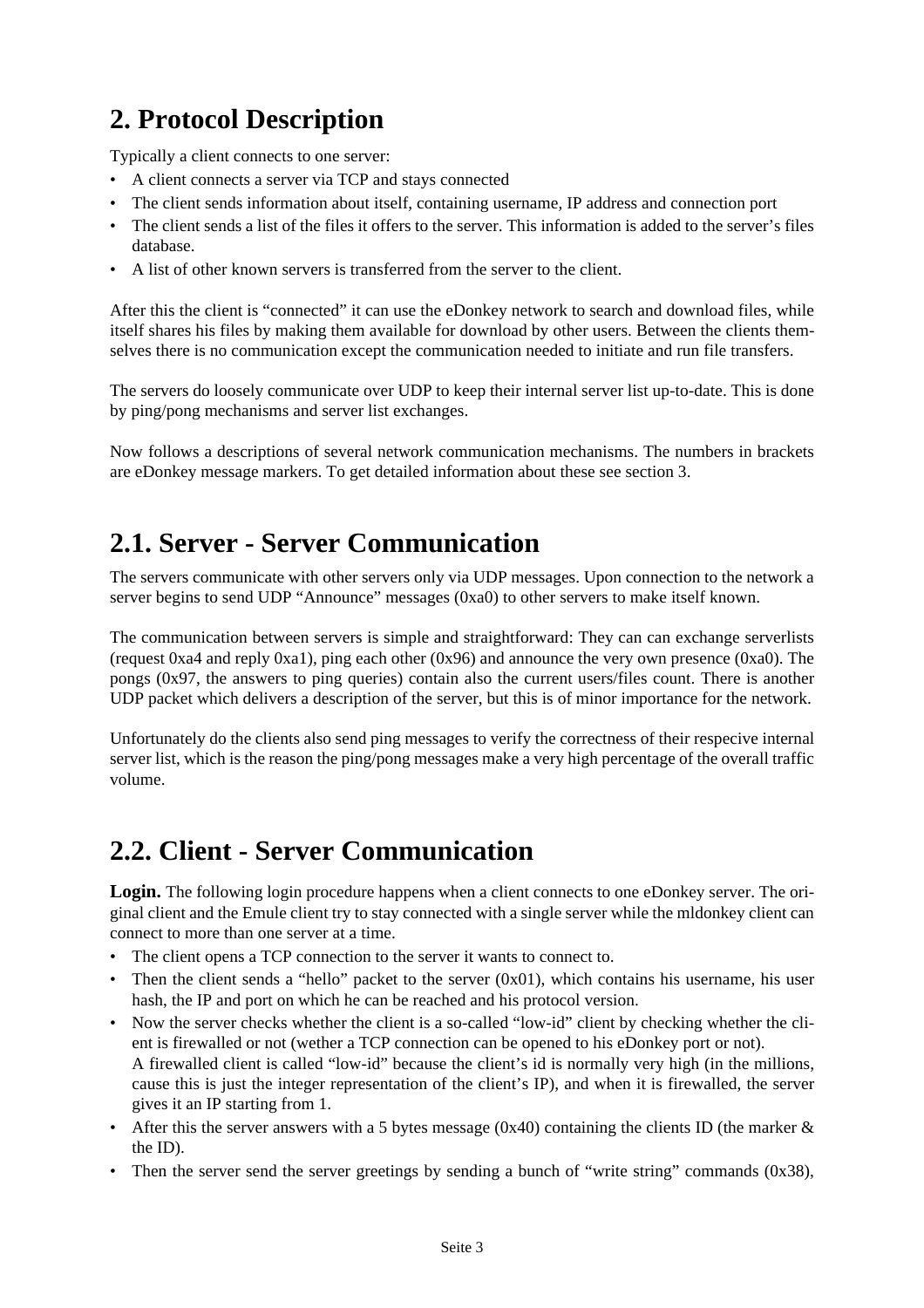# 2. Protocol Description

Typically a client connects to one server:

- A client connects a server via TCP and stays connected
- The client sends information about itself, containing username, IP address and connection port
- The client sends a list of the files it offers to the server. This information is added to the server's files database.
- A list of other known servers is transferred from the server to the client.

After this the client is "connected" it can use the eDonkey network to search and download files, while itself shares his files by making them available for download by other users. Between the clients themselves there is no communication except the communication needed to initiate and run file transfers.

The servers do loosely communicate over UDP to keep their internal server list up-to-date. This is done by ping/pong mechanisms and server list exchanges.

Now follows a descriptions of several network communication mechanisms. The numbers in brackets are eDonkey message markers. To get detailed information about these see section 3.

# 2.1. Server - Server Communication

The servers communicate with other servers only via UDP messages. Upon connection to the network a server begins to send UDP "Announce" messages (0xa0) to other servers to make itself known.

The communication between servers is simple and straightforward: They can can exchange serverlists (request 0xa4 and reply 0xa1), ping each other (0x96) and announce the very own presence (0xa0). The pongs (0x97, the answers to ping queries) contain also the current users/files count. There is another UDP packet which delivers a description of the server, but this is of minor importance for the network.

Unfortunately do the clients also send ping messages to verify the correctness of their respecive internal server list, which is the reason the ping/pong messages make a very high percentage of the overall traffic volume.

# 2.2. Client - Server Communication

**Login.** The following login procedure happens when a client connects to one eDonkey server. The original client and the Emule client try to stay connected with a single server while the mldonkey client can connect to more than one server at a time.

- The client opens a TCP connection to the server it wants to connect to.
- Then the client sends a "hello" packet to the server (0x01), which contains his username, his user hash, the IP and port on which he can be reached and his protocol version.
- Now the server checks whether the client is a so-called "low-id" client by checking whether the client is firewalled or not (wether a TCP connection can be opened to his eDonkey port or not). A firewalled client is called "low-id" because the client's id is normally very high (in the millions, cause this is just the integer representation of the client's IP), and when it is firewalled, the server gives it an IP starting from 1.
- After this the server answers with a 5 bytes message (0x40) containing the clients ID (the marker & the ID).
- Then the server send the server greetings by sending a bunch of "write string" commands (0x38),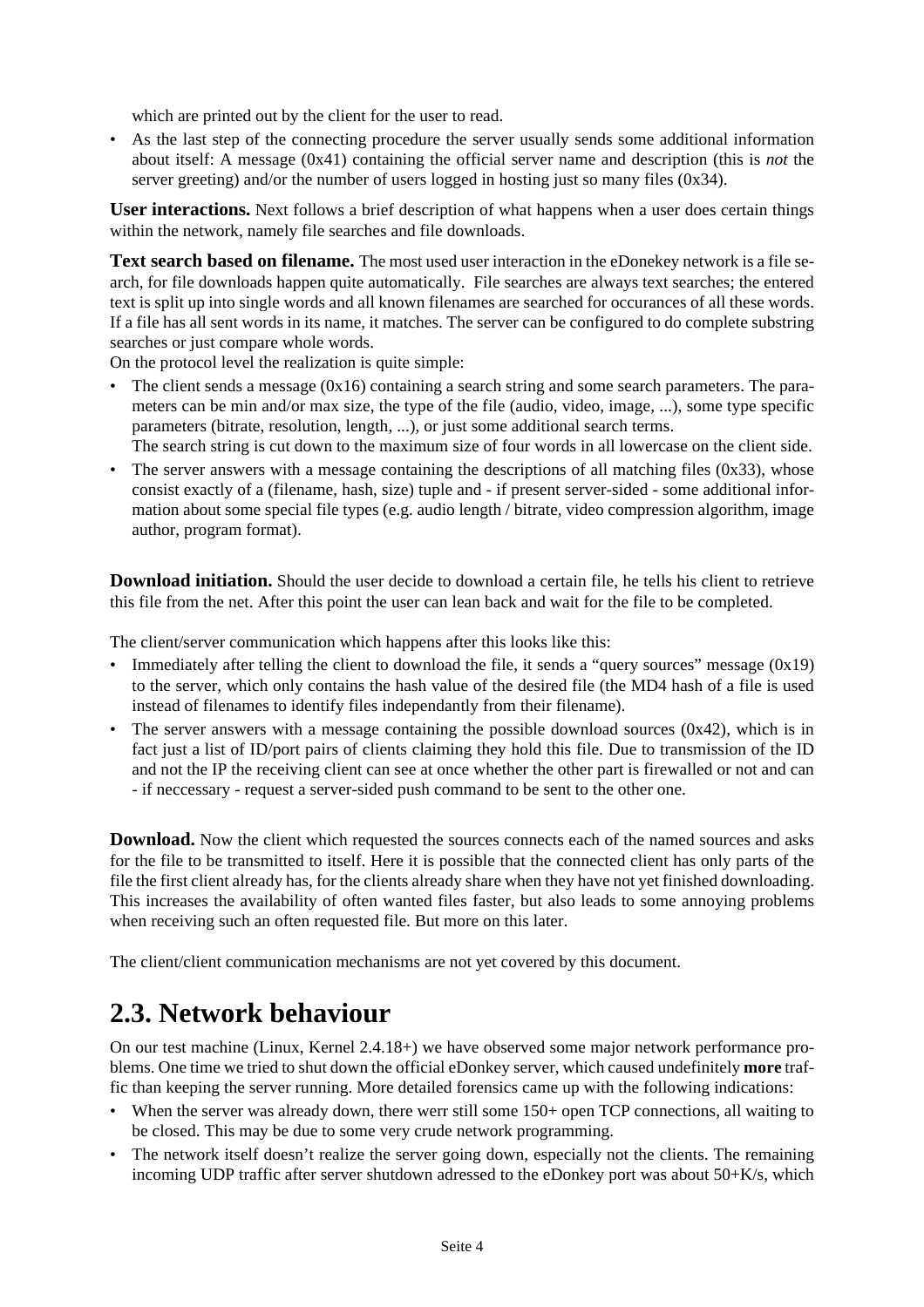which are printed out by the client for the user to read.

- As the last step of the connecting procedure the server usually sends some additional information about itself: A message (0x41) containing the official server name and description (this is *not* the server greeting) and/or the number of users logged in hosting just so many files (0x34).

**User interactions.** Next follows a brief description of what happens when a user does certain things within the network, namely file searches and file downloads.

**Text search based on filename.** The most used user interaction in the eDonekey network is a file search, for file downloads happen quite automatically. File searches are always text searches; the entered text is split up into single words and all known filenames are searched for occurances of all these words. If a file has all sent words in its name, it matches. The server can be configured to do complete substring searches or just compare whole words.

On the protocol level the realization is quite simple:

- The client sends a message (0x16) containing a search string and some search parameters. The parameters can be min and/or max size, the type of the file (audio, video, image, ...), some type specific parameters (bitrate, resolution, length, ...), or just some additional search terms.
  The search string is cut down to the maximum size of four words in all lowercase on the client side.
- The server answers with a message containing the descriptions of all matching files (0x33), whose consist exactly of a (filename, hash, size) tuple and - if present server-sided - some additional information about some special file types (e.g. audio length / bitrate, video compression algorithm, image author, program format).

**Download initiation.** Should the user decide to download a certain file, he tells his client to retrieve this file from the net. After this point the user can lean back and wait for the file to be completed.

The client/server communication which happens after this looks like this:

- Immediately after telling the client to download the file, it sends a "query sources" message (0x19) to the server, which only contains the hash value of the desired file (the MD4 hash of a file is used instead of filenames to identify files independantly from their filename).
- The server answers with a message containing the possible download sources (0x42), which is in fact just a list of ID/port pairs of clients claiming they hold this file. Due to transmission of the ID and not the IP the receiving client can see at once whether the other part is firewalled or not and can - if neccessary - request a server-sided push command to be sent to the other one.

**Download.** Now the client which requested the sources connects each of the named sources and asks for the file to be transmitted to itself. Here it is possible that the connected client has only parts of the file the first client already has, for the clients already share when they have not yet finished downloading. This increases the availability of often wanted files faster, but also leads to some annoying problems when receiving such an often requested file. But more on this later.

The client/client communication mechanisms are not yet covered by this document.

## 2.3. Network behaviour

On our test machine (Linux, Kernel 2.4.18+) we have observed some major network performance problems. One time we tried to shut down the official eDonkey server, which caused undefinitely **more** traffic than keeping the server running. More detailed forensics came up with the following indications:

- When the server was already down, there werr still some 150+ open TCP connections, all waiting to be closed. This may be due to some very crude network programming.
- The network itself doesn't realize the server going down, especially not the clients. The remaining incoming UDP traffic after server shutdown adressed to the eDonkey port was about 50+K/s, which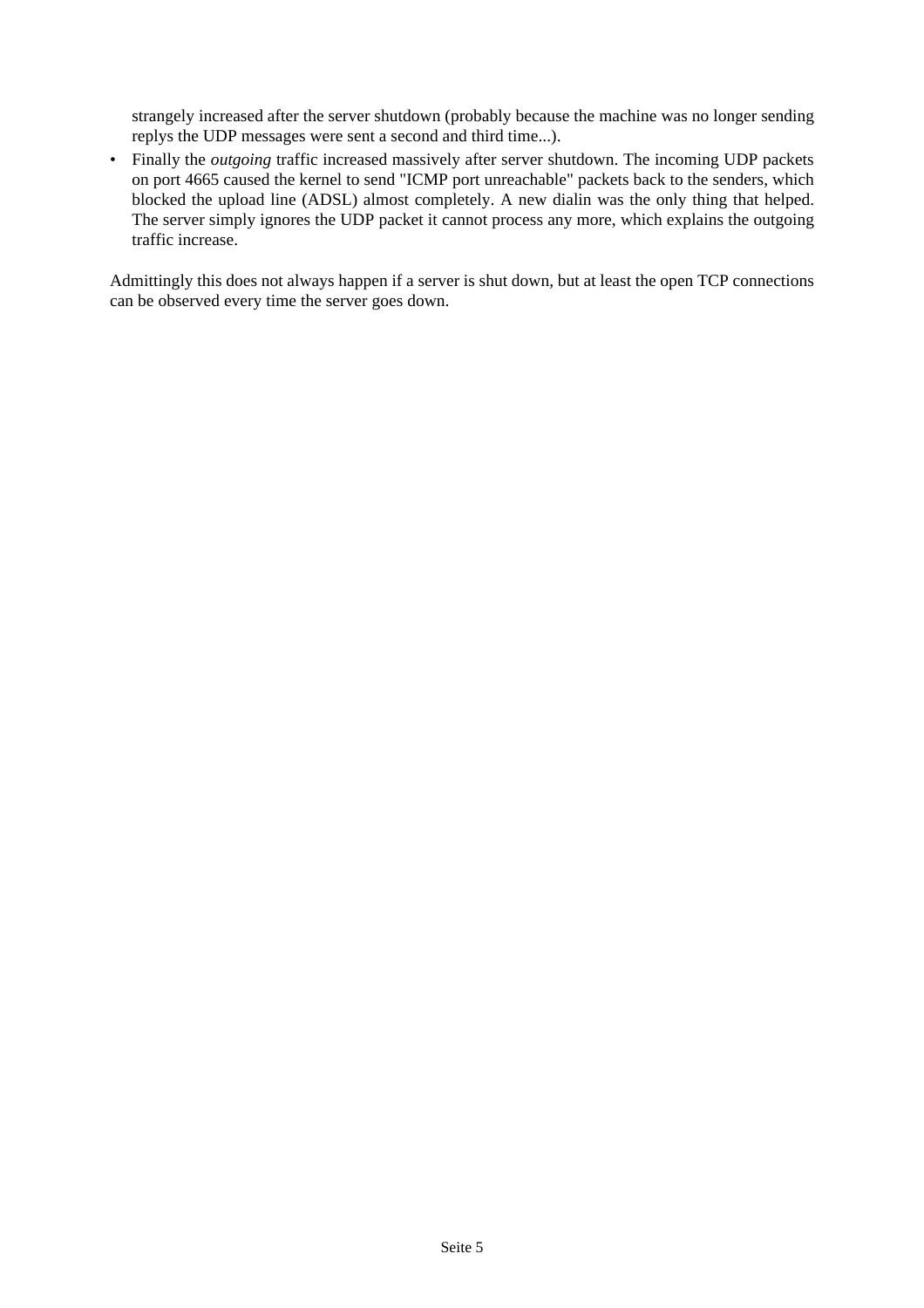strangely increased after the server shutdown (probably because the machine was no longer sending replys the UDP messages were sent a second and third time...).

- Finally the *outgoing* traffic increased massively after server shutdown. The incoming UDP packets on port 4665 caused the kernel to send "ICMP port unreachable" packets back to the senders, which blocked the upload line (ADSL) almost completely. A new dialin was the only thing that helped. The server simply ignores the UDP packet it cannot process any more, which explains the outgoing traffic increase.

Admittingly this does not always happen if a server is shut down, but at least the open TCP connections can be observed every time the server goes down.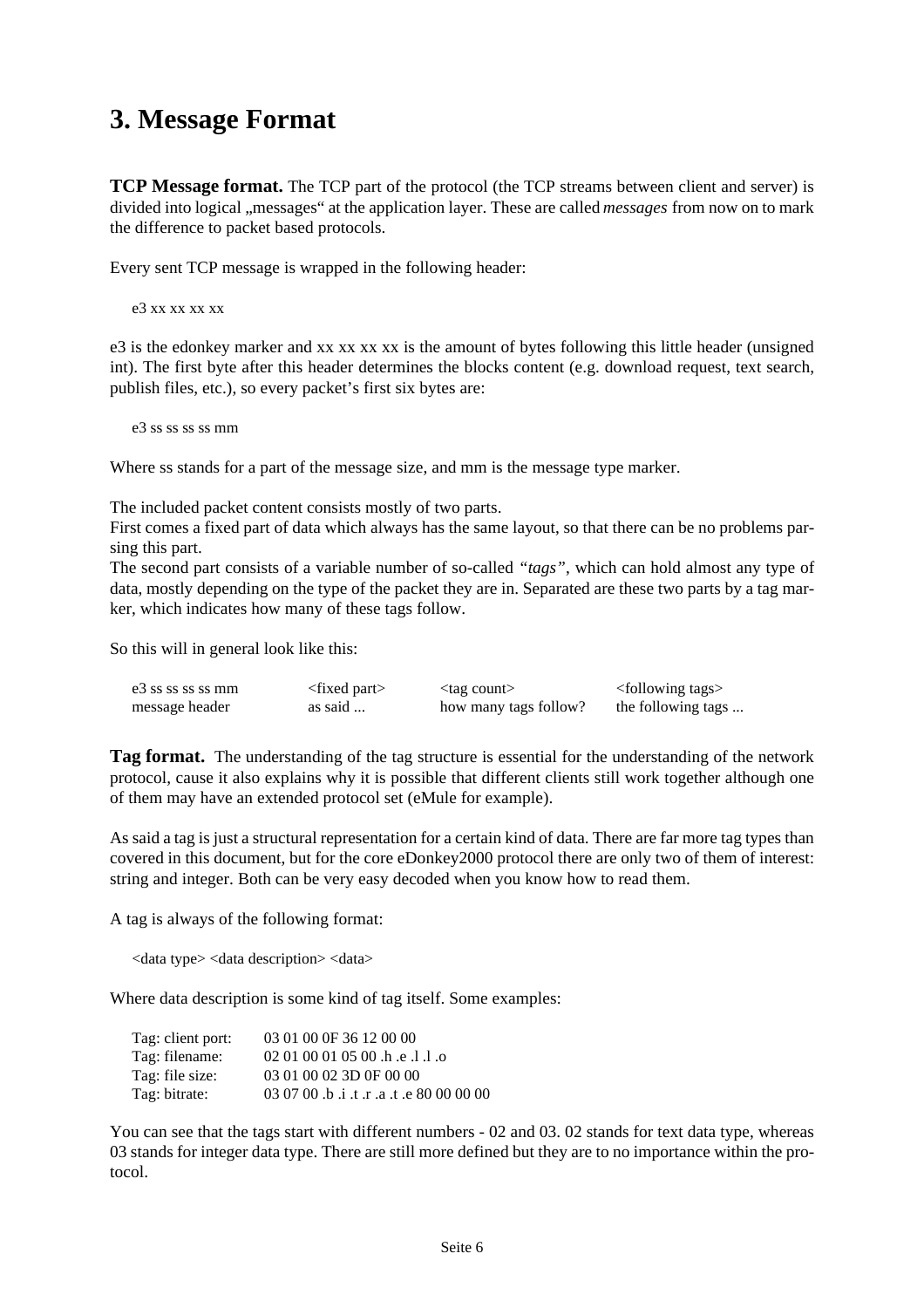# 3. Message Format

**TCP Message format.** The TCP part of the protocol (the TCP streams between client and server) is divided into logical „messages" at the application layer. These are called *messages* from now on to mark the difference to packet based protocols.

Every sent TCP message is wrapped in the following header:

```
e3 xx xx xx xx
```

e3 is the edonkey marker and xx xx xx xx is the amount of bytes following this little header (unsigned int). The first byte after this header determines the blocks content (e.g. download request, text search, publish files, etc.), so every packet's first six bytes are:

```
e3 ss ss ss ss mm
```

Where ss stands for a part of the message size, and mm is the message type marker.

The included packet content consists mostly of two parts.
First comes a fixed part of data which always has the same layout, so that there can be no problems parsing this part.
The second part consists of a variable number of so-called *"tags"*, which can hold almost any type of data, mostly depending on the type of the packet they are in. Separated are these two parts by a tag marker, which indicates how many of these tags follow.

So this will in general look like this:

| e3 ss ss ss ss mm | <fixed part> | <tag count> | <following tags> |
|---|---|---|---|
| message header | as said ... | how many tags follow? | the following tags ... |

**Tag format.** The understanding of the tag structure is essential for the understanding of the network protocol, cause it also explains why it is possible that different clients still work together although one of them may have an extended protocol set (eMule for example).

As said a tag is just a structural representation for a certain kind of data. There are far more tag types than covered in this document, but for the core eDonkey2000 protocol there are only two of them of interest: string and integer. Both can be very easy decoded when you know how to read them.

A tag is always of the following format:

```
<data type> <data description> <data>
```

Where data description is some kind of tag itself. Some examples:

```
Tag: client port:   03 01 00 0F 36 12 00 00
Tag: filename:      02 01 00 01 05 00 .h .e .l .l .o
Tag: file size:     03 01 00 02 3D 0F 00 00
Tag: bitrate:       03 07 00 .b .i .t .r .a .t .e 80 00 00 00
```

You can see that the tags start with different numbers - 02 and 03. 02 stands for text data type, whereas 03 stands for integer data type. There are still more defined but they are to no importance within the protocol.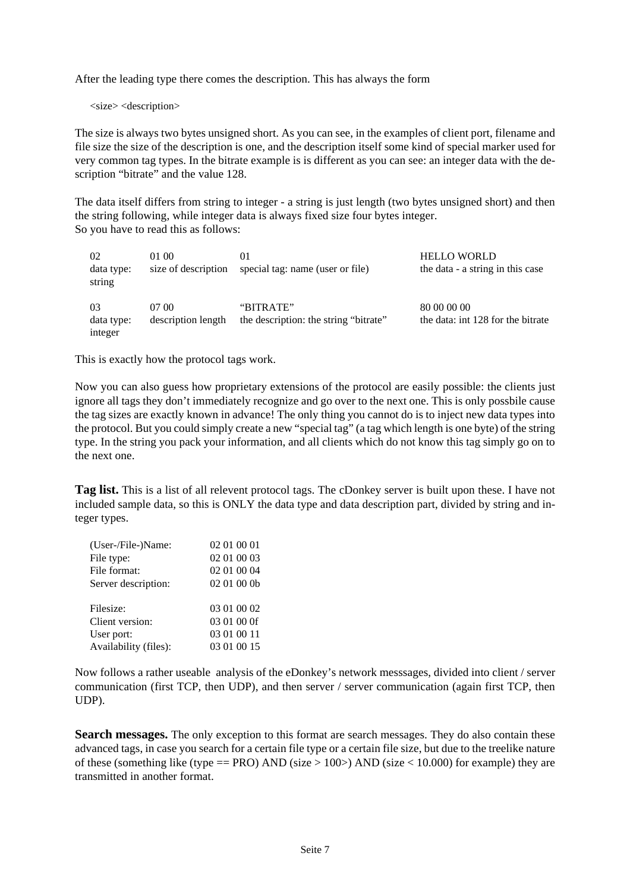After the leading type there comes the description. This has always the form

<size> <description>

The size is always two bytes unsigned short. As you can see, in the examples of client port, filename and file size the size of the description is one, and the description itself some kind of special marker used for very common tag types. In the bitrate example is is different as you can see: an integer data with the description "bitrate" and the value 128.

The data itself differs from string to integer - a string is just length (two bytes unsigned short) and then the string following, while integer data is always fixed size four bytes integer.
So you have to read this as follows:

| | | | |
|---|---|---|---|
| 02<br>data type: string | 01 00<br>size of description | 01<br>special tag: name (user or file) | HELLO WORLD<br>the data - a string in this case |
| 03<br>data type: integer | 07 00<br>description length | "BITRATE"<br>the description: the string "bitrate" | 80 00 00 00<br>the data: int 128 for the bitrate |

This is exactly how the protocol tags work.

Now you can also guess how proprietary extensions of the protocol are easily possible: the clients just ignore all tags they don't immediately recognize and go over to the next one. This is only possbile cause the tag sizes are exactly known in advance! The only thing you cannot do is to inject new data types into the protocol. But you could simply create a new "special tag" (a tag which length is one byte) of the string type. In the string you pack your information, and all clients which do not know this tag simply go on to the next one.

**Tag list.** This is a list of all relevent protocol tags. The cDonkey server is built upon these. I have not included sample data, so this is ONLY the data type and data description part, divided by string and integer types.

| | |
|---|---|
| (User-/File-)Name: | 02 01 00 01 |
| File type: | 02 01 00 03 |
| File format: | 02 01 00 04 |
| Server description: | 02 01 00 0b |
| | |
| Filesize: | 03 01 00 02 |
| Client version: | 03 01 00 0f |
| User port: | 03 01 00 11 |
| Availability (files): | 03 01 00 15 |

Now follows a rather useable analysis of the eDonkey's network messsages, divided into client / server communication (first TCP, then UDP), and then server / server communication (again first TCP, then UDP).

**Search messages.** The only exception to this format are search messages. They do also contain these advanced tags, in case you search for a certain file type or a certain file size, but due to the treelike nature of these (something like (type == PRO) AND (size > 100>) AND (size < 10.000) for example) they are transmitted in another format.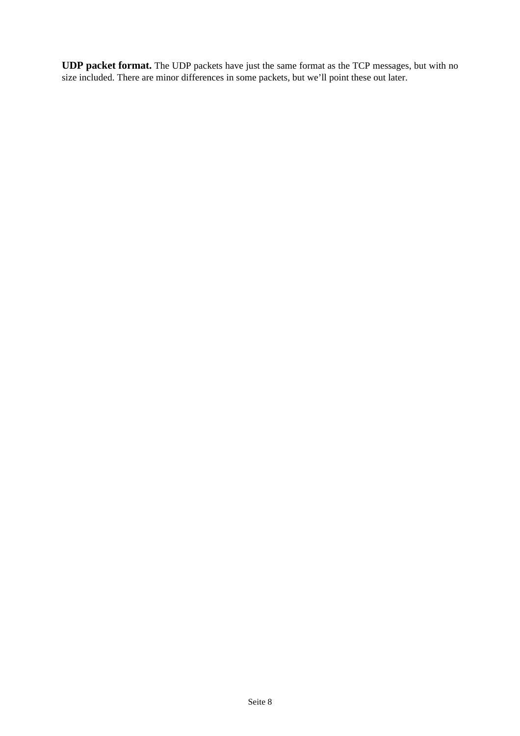**UDP packet format.** The UDP packets have just the same format as the TCP messages, but with no size included. There are minor differences in some packets, but we'll point these out later.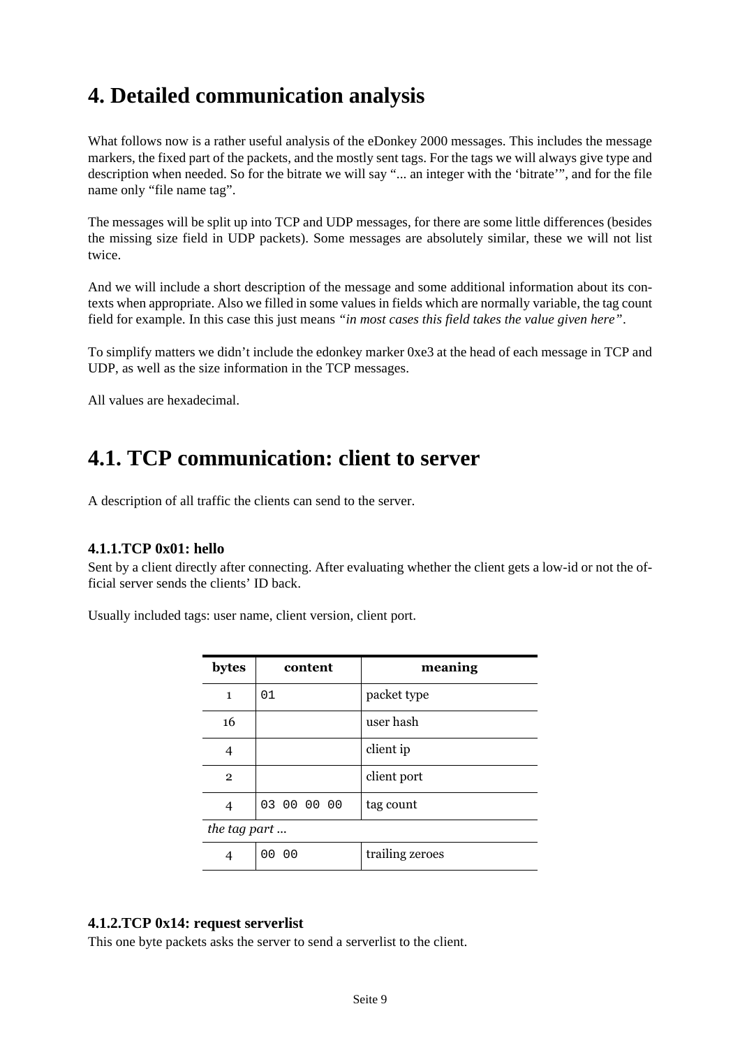# 4. Detailed communication analysis

What follows now is a rather useful analysis of the eDonkey 2000 messages. This includes the message markers, the fixed part of the packets, and the mostly sent tags. For the tags we will always give type and description when needed. So for the bitrate we will say "... an integer with the 'bitrate'", and for the file name only "file name tag".

The messages will be split up into TCP and UDP messages, for there are some little differences (besides the missing size field in UDP packets). Some messages are absolutely similar, these we will not list twice.

And we will include a short description of the message and some additional information about its contexts when appropriate. Also we filled in some values in fields which are normally variable, the tag count field for example. In this case this just means *"in most cases this field takes the value given here"*.

To simplify matters we didn't include the edonkey marker 0xe3 at the head of each message in TCP and UDP, as well as the size information in the TCP messages.

All values are hexadecimal.

# 4.1. TCP communication: client to server

A description of all traffic the clients can send to the server.

### 4.1.1.TCP 0x01: hello

Sent by a client directly after connecting. After evaluating whether the client gets a low-id or not the official server sends the clients' ID back.

Usually included tags: user name, client version, client port.

| bytes | content | meaning |
|---|---|---|
| 1 | `01` | packet type |
| 16 | | user hash |
| 4 | | client ip |
| 2 | | client port |
| 4 | `03 00 00 00` | tag count |
| *the tag part ...* | | |
| 4 | `00 00` | trailing zeroes |

### 4.1.2.TCP 0x14: request serverlist

This one byte packets asks the server to send a serverlist to the client.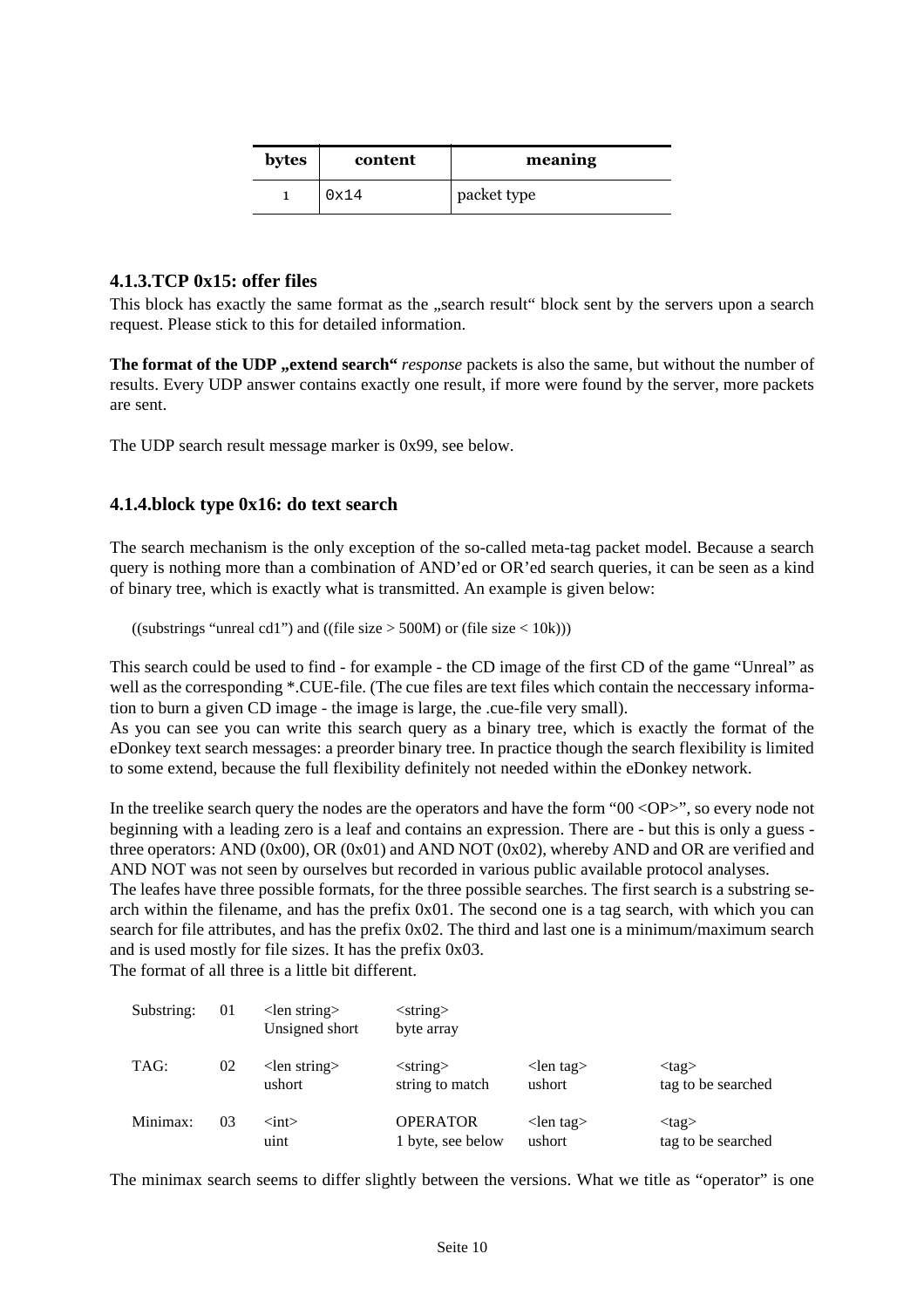| bytes | content | meaning |
|---|---|---|
| 1 | 0x14 | packet type |

### 4.1.3.TCP 0x15: offer files

This block has exactly the same format as the „search result“ block sent by the servers upon a search request. Please stick to this for detailed information.

**The format of the UDP „extend search“** *response* packets is also the same, but without the number of results. Every UDP answer contains exactly one result, if more were found by the server, more packets are sent.

The UDP search result message marker is 0x99, see below.

### 4.1.4.block type 0x16: do text search

The search mechanism is the only exception of the so-called meta-tag packet model. Because a search query is nothing more than a combination of AND'ed or OR'ed search queries, it can be seen as a kind of binary tree, which is exactly what is transmitted. An example is given below:

((substrings "unreal cd1") and ((file size > 500M) or (file size < 10k)))

This search could be used to find - for example - the CD image of the first CD of the game "Unreal" as well as the corresponding *.CUE-file. (The cue files are text files which contain the neccessary information to burn a given CD image - the image is large, the .cue-file very small).
As you can see you can write this search query as a binary tree, which is exactly the format of the eDonkey text search messages: a preorder binary tree. In practice though the search flexibility is limited to some extend, because the full flexibility definitely not needed within the eDonkey network.

In the treelike search query the nodes are the operators and have the form "00 <OP>", so every node not beginning with a leading zero is a leaf and contains an expression. There are - but this is only a guess - three operators: AND (0x00), OR (0x01) and AND NOT (0x02), whereby AND and OR are verified and AND NOT was not seen by ourselves but recorded in various public available protocol analyses.
The leafes have three possible formats, for the three possible searches. The first search is a substring search within the filename, and has the prefix 0x01. The second one is a tag search, with which you can search for file attributes, and has the prefix 0x02. The third and last one is a minimum/maximum search and is used mostly for file sizes. It has the prefix 0x03.
The format of all three is a little bit different.

| | | | | | |
|---|---|---|---|---|---|
| Substring: | 01 | <len string><br>Unsigned short | <string><br>byte array | | |
| TAG: | 02 | <len string><br>ushort | <string><br>string to match | <len tag><br>ushort | <tag><br>tag to be searched |
| Minimax: | 03 | <int><br>uint | OPERATOR<br>1 byte, see below | <len tag><br>ushort | <tag><br>tag to be searched |

The minimax search seems to differ slightly between the versions. What we title as "operator" is one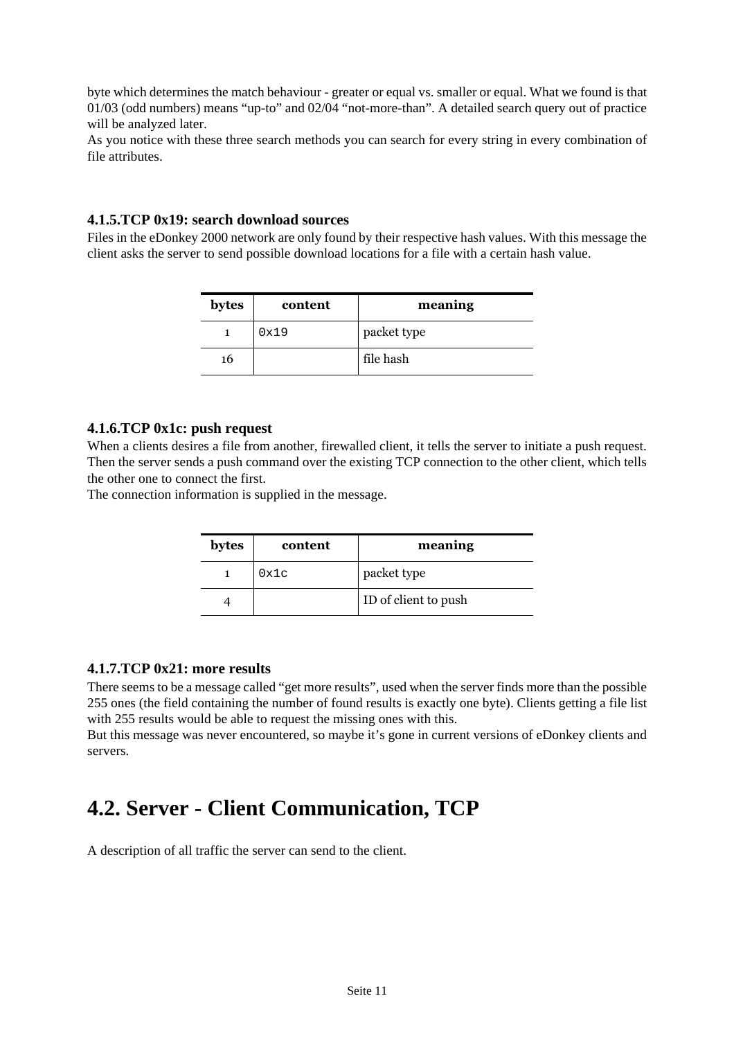byte which determines the match behaviour - greater or equal vs. smaller or equal. What we found is that 01/03 (odd numbers) means "up-to" and 02/04 "not-more-than". A detailed search query out of practice will be analyzed later.

As you notice with these three search methods you can search for every string in every combination of file attributes.

### 4.1.5.TCP 0x19: search download sources

Files in the eDonkey 2000 network are only found by their respective hash values. With this message the client asks the server to send possible download locations for a file with a certain hash value.

| bytes | content | meaning |
|---|---|---|
| 1 | 0x19 | packet type |
| 16 | | file hash |

### 4.1.6.TCP 0x1c: push request

When a clients desires a file from another, firewalled client, it tells the server to initiate a push request. Then the server sends a push command over the existing TCP connection to the other client, which tells the other one to connect the first.

The connection information is supplied in the message.

| bytes | content | meaning |
|---|---|---|
| 1 | 0x1c | packet type |
| 4 | | ID of client to push |

### 4.1.7.TCP 0x21: more results

There seems to be a message called "get more results", used when the server finds more than the possible 255 ones (the field containing the number of found results is exactly one byte). Clients getting a file list with 255 results would be able to request the missing ones with this.

But this message was never encountered, so maybe it's gone in current versions of eDonkey clients and servers.

## 4.2. Server - Client Communication, TCP

A description of all traffic the server can send to the client.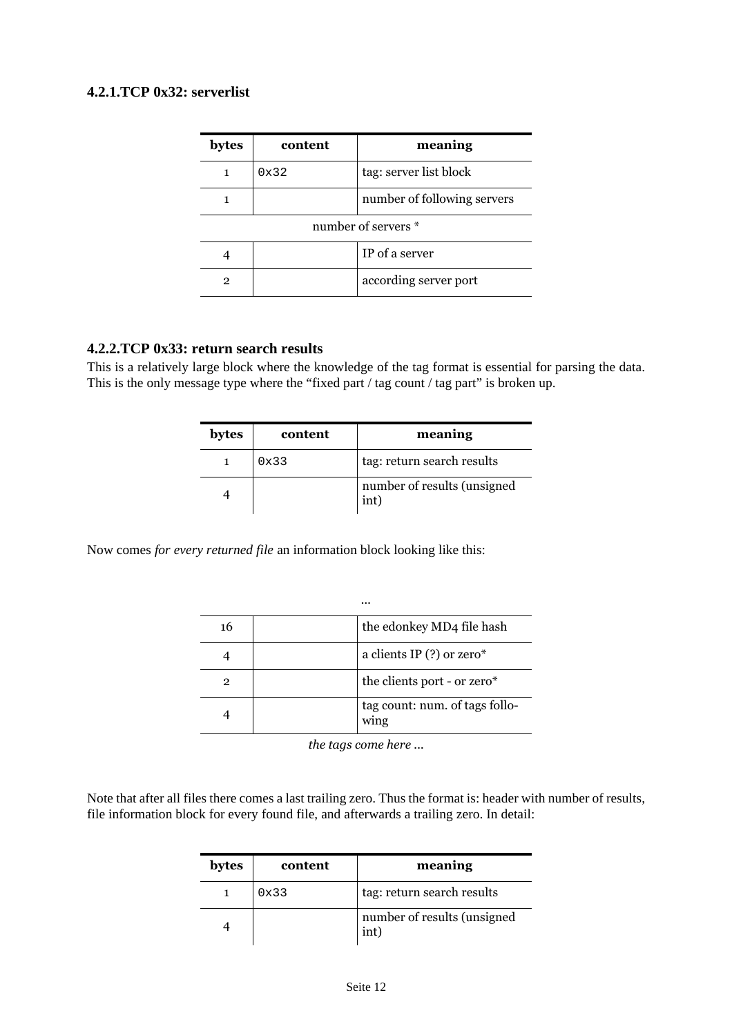### 4.2.1.TCP 0x32: serverlist

| bytes | content | meaning |
|---|---|---|
| 1 | 0x32 | tag: server list block |
| 1 | | number of following servers |
| number of servers * | | |
| 4 | | IP of a server |
| 2 | | according server port |

### 4.2.2.TCP 0x33: return search results

This is a relatively large block where the knowledge of the tag format is essential for parsing the data. This is the only message type where the "fixed part / tag count / tag part" is broken up.

| bytes | content | meaning |
|---|---|---|
| 1 | 0x33 | tag: return search results |
| 4 | | number of results (unsigned int) |

Now comes *for every returned file* an information block looking like this:

| | | ... |
|---|---|---|
| 16 | | the edonkey MD4 file hash |
| 4 | | a clients IP (?) or zero* |
| 2 | | the clients port - or zero* |
| 4 | | tag count: num. of tags following |
| *the tags come here ...* | | |

Note that after all files there comes a last trailing zero. Thus the format is: header with number of results, file information block for every found file, and afterwards a trailing zero. In detail:

| bytes | content | meaning |
|---|---|---|
| 1 | 0x33 | tag: return search results |
| 4 | | number of results (unsigned int) |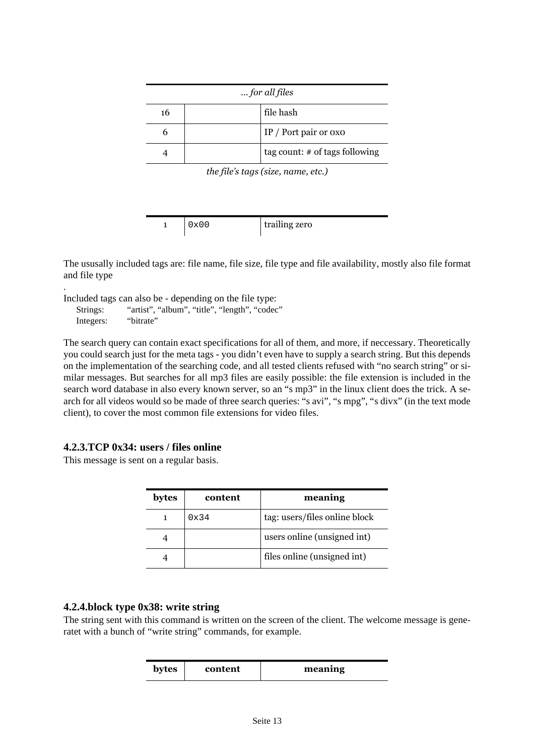| | | |
|---|---|---|
| *... for all files* | | |
| 16 | | file hash |
| 6 | | IP / Port pair or 0x0 |
| 4 | | tag count: # of tags following |

*the file's tags (size, name, etc.)*

| | | |
|---|---|---|
| 1 | 0x00 | trailing zero |

The ususally included tags are: file name, file size, file type and file availability, mostly also file format and file type

.
Included tags can also be - depending on the file type:
Strings: "artist", "album", "title", "length", "codec"
Integers: "bitrate"

The search query can contain exact specifications for all of them, and more, if neccessary. Theoretically you could search just for the meta tags - you didn't even have to supply a search string. But this depends on the implementation of the searching code, and all tested clients refused with "no search string" or similar messages. But searches for all mp3 files are easily possible: the file extension is included in the search word database in also every known server, so an "s mp3" in the linux client does the trick. A search for all videos would so be made of three search queries: "s avi", "s mpg", "s divx" (in the text mode client), to cover the most common file extensions for video files.

#### 4.2.3.TCP 0x34: users / files online

This message is sent on a regular basis.

| bytes | content | meaning |
|---|---|---|
| 1 | 0x34 | tag: users/files online block |
| 4 | | users online (unsigned int) |
| 4 | | files online (unsigned int) |

#### 4.2.4.block type 0x38: write string

The string sent with this command is written on the screen of the client. The welcome message is generatet with a bunch of "write string" commands, for example.

| bytes | content | meaning |
|---|---|---|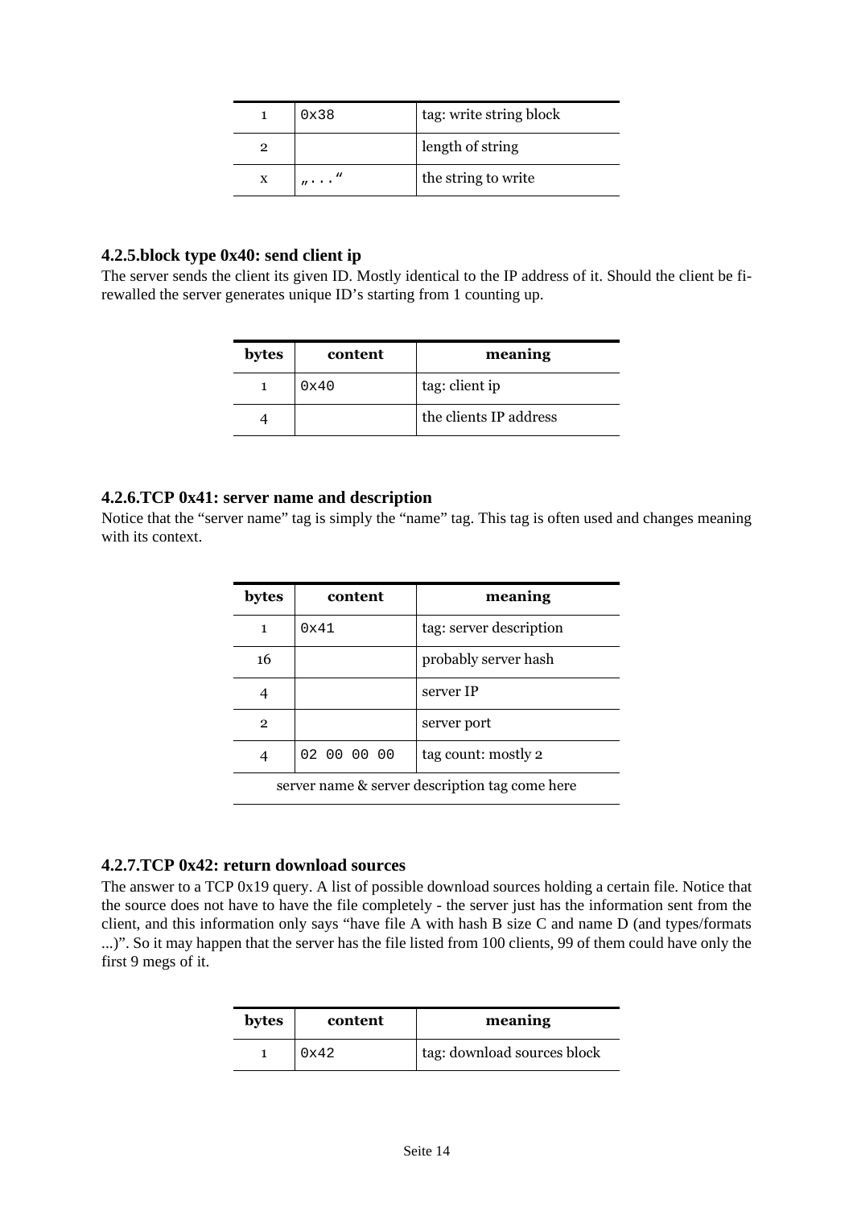| | | |
|---|---|---|
| 1 | 0x38 | tag: write string block |
| 2 | | length of string |
| x | „..." | the string to write |

### 4.2.5.block type 0x40: send client ip

The server sends the client its given ID. Mostly identical to the IP address of it. Should the client be firewalled the server generates unique ID's starting from 1 counting up.

| bytes | content | meaning |
|---|---|---|
| 1 | 0x40 | tag: client ip |
| 4 | | the clients IP address |

### 4.2.6.TCP 0x41: server name and description

Notice that the "server name" tag is simply the "name" tag. This tag is often used and changes meaning with its context.

| bytes | content | meaning |
|---|---|---|
| 1 | 0x41 | tag: server description |
| 16 | | probably server hash |
| 4 | | server IP |
| 2 | | server port |
| 4 | 02 00 00 00 | tag count: mostly 2 |
| server name & server description tag come here | | |

### 4.2.7.TCP 0x42: return download sources

The answer to a TCP 0x19 query. A list of possible download sources holding a certain file. Notice that the source does not have to have the file completely - the server just has the information sent from the client, and this information only says "have file A with hash B size C and name D (and types/formats ...)". So it may happen that the server has the file listed from 100 clients, 99 of them could have only the first 9 megs of it.

| bytes | content | meaning |
|---|---|---|
| 1 | 0x42 | tag: download sources block |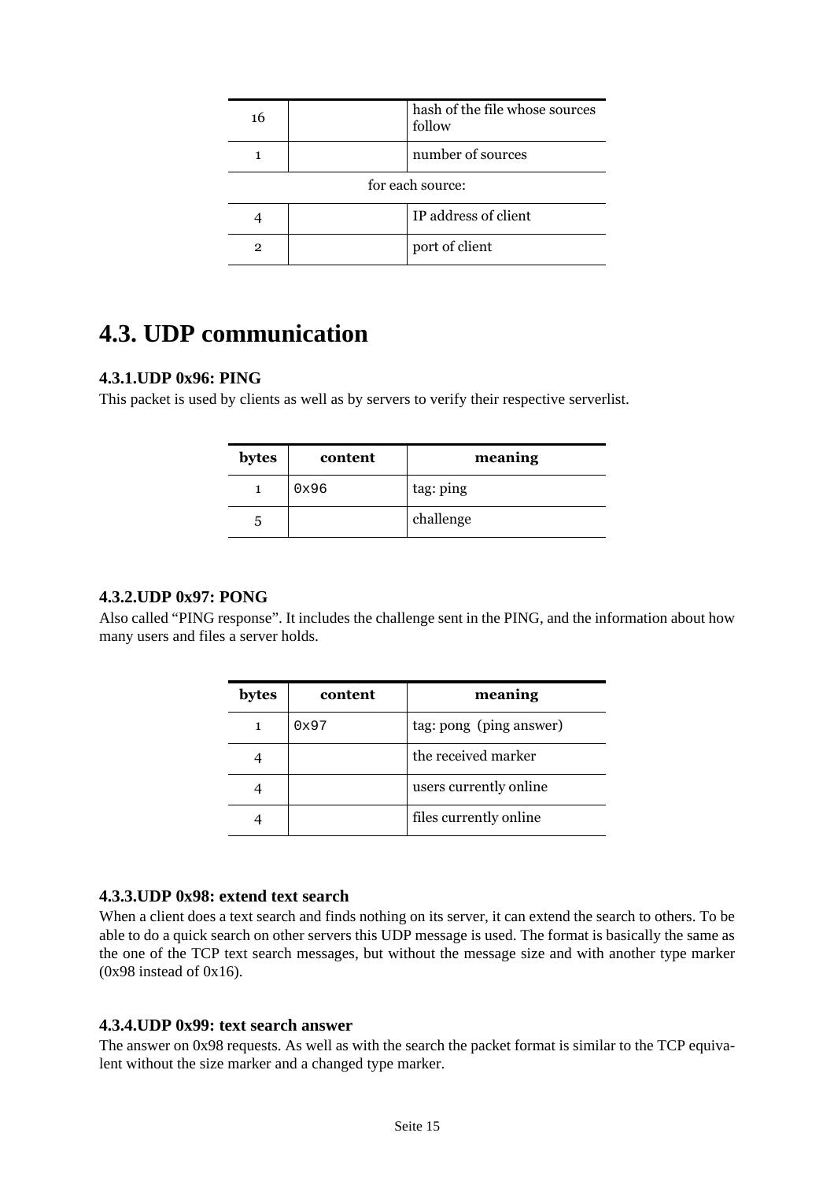| bytes | content | meaning |
|---|---|---|
| 16 | | hash of the file whose sources follow |
| 1 | | number of sources |
| for each source: | | |
| 4 | | IP address of client |
| 2 | | port of client |

## 4.3. UDP communication

### 4.3.1.UDP 0x96: PING

This packet is used by clients as well as by servers to verify their respective serverlist.

| bytes | content | meaning |
|---|---|---|
| 1 | 0x96 | tag: ping |
| 5 | | challenge |

### 4.3.2.UDP 0x97: PONG

Also called “PING response”. It includes the challenge sent in the PING, and the information about how many users and files a server holds.

| bytes | content | meaning |
|---|---|---|
| 1 | 0x97 | tag: pong (ping answer) |
| 4 | | the received marker |
| 4 | | users currently online |
| 4 | | files currently online |

### 4.3.3.UDP 0x98: extend text search

When a client does a text search and finds nothing on its server, it can extend the search to others. To be able to do a quick search on other servers this UDP message is used. The format is basically the same as the one of the TCP text search messages, but without the message size and with another type marker (0x98 instead of 0x16).

### 4.3.4.UDP 0x99: text search answer

The answer on 0x98 requests. As well as with the search the packet format is similar to the TCP equivalent without the size marker and a changed type marker.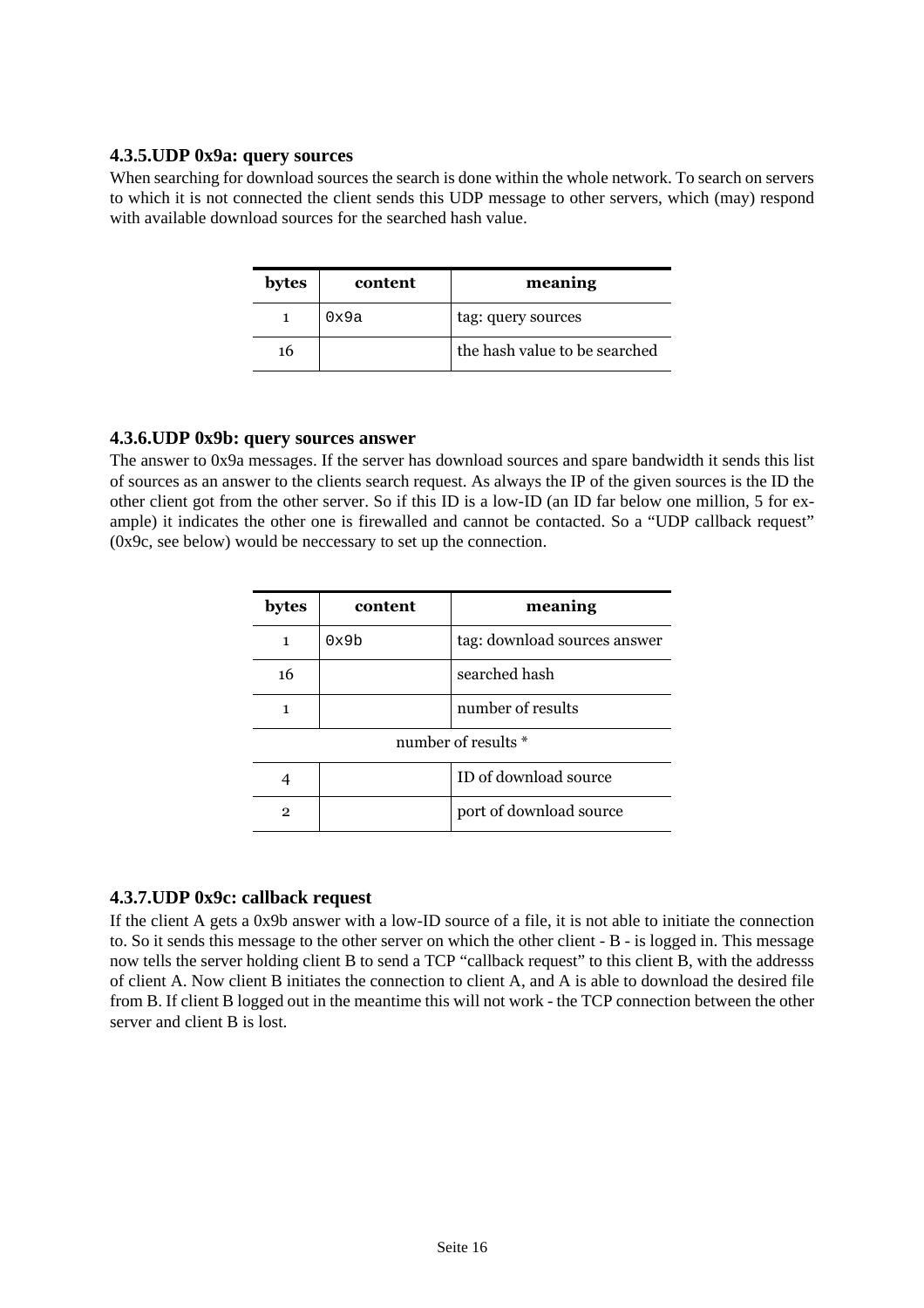### 4.3.5.UDP 0x9a: query sources

When searching for download sources the search is done within the whole network. To search on servers to which it is not connected the client sends this UDP message to other servers, which (may) respond with available download sources for the searched hash value.

| bytes | content | meaning |
|---|---|---|
| 1 | 0x9a | tag: query sources |
| 16 | | the hash value to be searched |

### 4.3.6.UDP 0x9b: query sources answer

The answer to 0x9a messages. If the server has download sources and spare bandwidth it sends this list of sources as an answer to the clients search request. As always the IP of the given sources is the ID the other client got from the other server. So if this ID is a low-ID (an ID far below one million, 5 for example) it indicates the other one is firewalled and cannot be contacted. So a “UDP callback request” (0x9c, see below) would be neccessary to set up the connection.

| bytes | content | meaning |
|---|---|---|
| 1 | 0x9b | tag: download sources answer |
| 16 | | searched hash |
| 1 | | number of results |
| number of results * | | |
| 4 | | ID of download source |
| 2 | | port of download source |

### 4.3.7.UDP 0x9c: callback request

If the client A gets a 0x9b answer with a low-ID source of a file, it is not able to initiate the connection to. So it sends this message to the other server on which the other client - B - is logged in. This message now tells the server holding client B to send a TCP “callback request” to this client B, with the addresss of client A. Now client B initiates the connection to client A, and A is able to download the desired file from B. If client B logged out in the meantime this will not work - the TCP connection between the other server and client B is lost.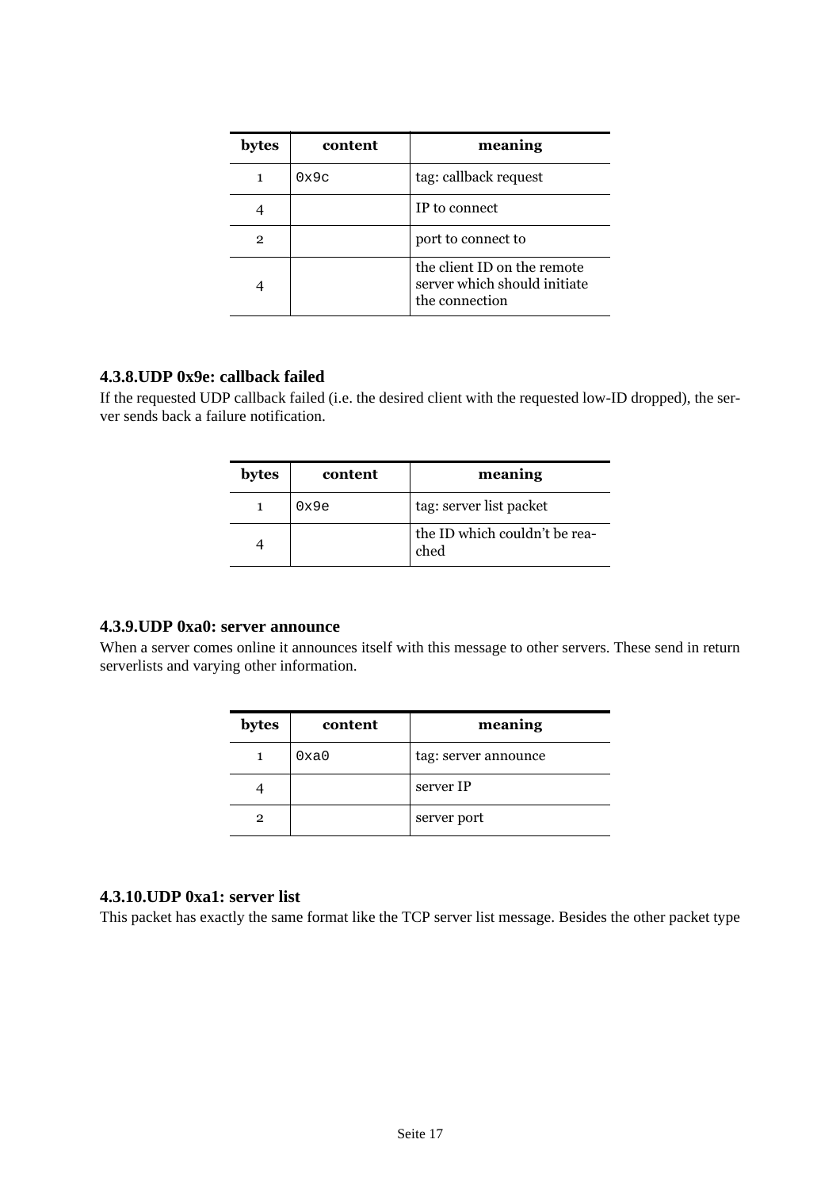| bytes | content | meaning |
|---|---|---|
| 1 | 0x9c | tag: callback request |
| 4 | | IP to connect |
| 2 | | port to connect to |
| 4 | | the client ID on the remote server which should initiate the connection |

### 4.3.8.UDP 0x9e: callback failed

If the requested UDP callback failed (i.e. the desired client with the requested low-ID dropped), the server sends back a failure notification.

| bytes | content | meaning |
|---|---|---|
| 1 | 0x9e | tag: server list packet |
| 4 | | the ID which couldn't be reached |

### 4.3.9.UDP 0xa0: server announce

When a server comes online it announces itself with this message to other servers. These send in return serverlists and varying other information.

| bytes | content | meaning |
|---|---|---|
| 1 | 0xa0 | tag: server announce |
| 4 | | server IP |
| 2 | | server port |

### 4.3.10.UDP 0xa1: server list

This packet has exactly the same format like the TCP server list message. Besides the other packet type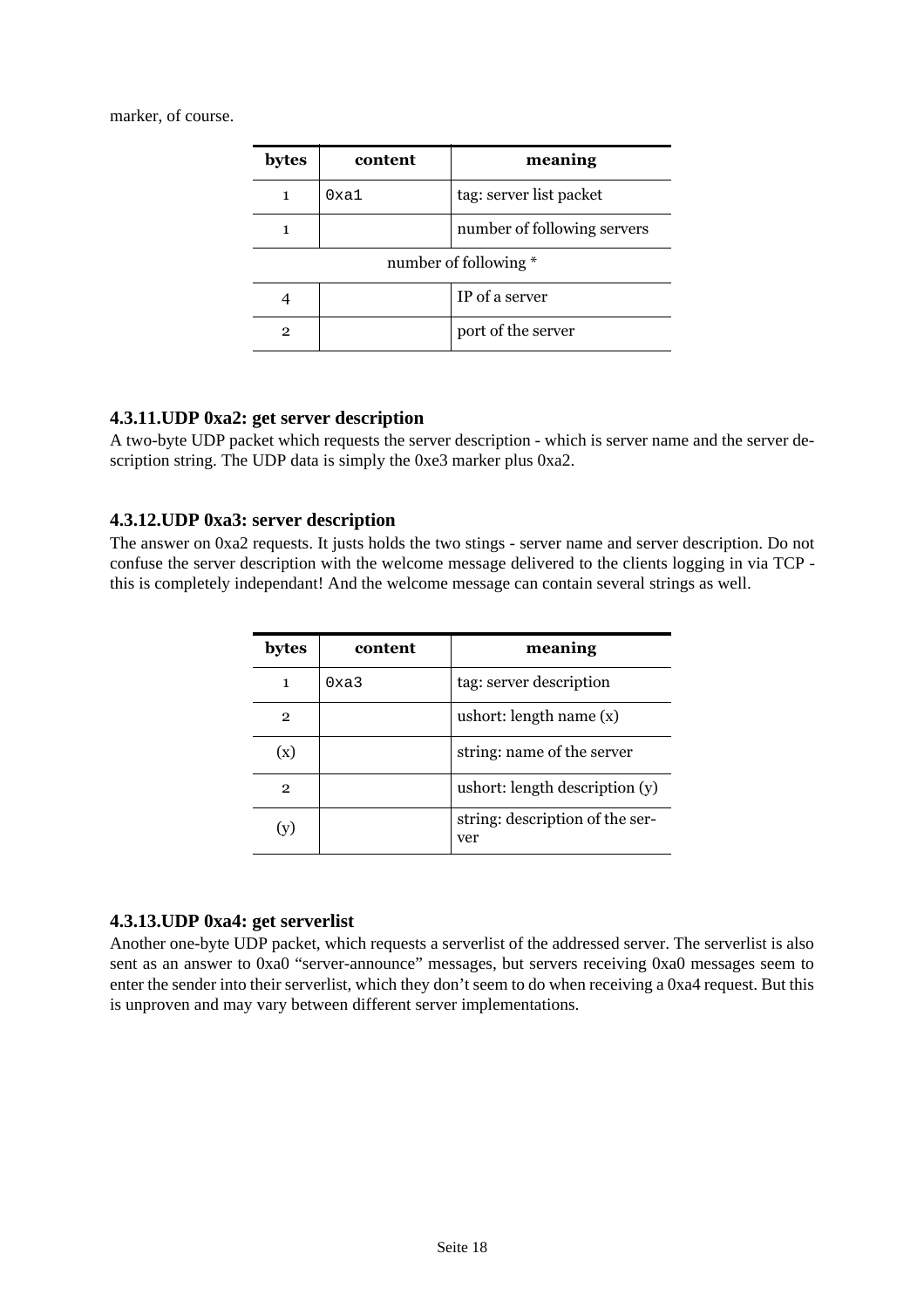marker, of course.

| bytes | content | meaning |
|---|---|---|
| 1 | 0xa1 | tag: server list packet |
| 1 | | number of following servers |
| number of following * | | |
| 4 | | IP of a server |
| 2 | | port of the server |

### 4.3.11.UDP 0xa2: get server description

A two-byte UDP packet which requests the server description - which is server name and the server description string. The UDP data is simply the 0xe3 marker plus 0xa2.

### 4.3.12.UDP 0xa3: server description

The answer on 0xa2 requests. It justs holds the two stings - server name and server description. Do not confuse the server description with the welcome message delivered to the clients logging in via TCP - this is completely independant! And the welcome message can contain several strings as well.

| bytes | content | meaning |
|---|---|---|
| 1 | 0xa3 | tag: server description |
| 2 | | ushort: length name (x) |
| (x) | | string: name of the server |
| 2 | | ushort: length description (y) |
| (y) | | string: description of the server |

### 4.3.13.UDP 0xa4: get serverlist

Another one-byte UDP packet, which requests a serverlist of the addressed server. The serverlist is also sent as an answer to 0xa0 “server-announce” messages, but servers receiving 0xa0 messages seem to enter the sender into their serverlist, which they don’t seem to do when receiving a 0xa4 request. But this is unproven and may vary between different server implementations.